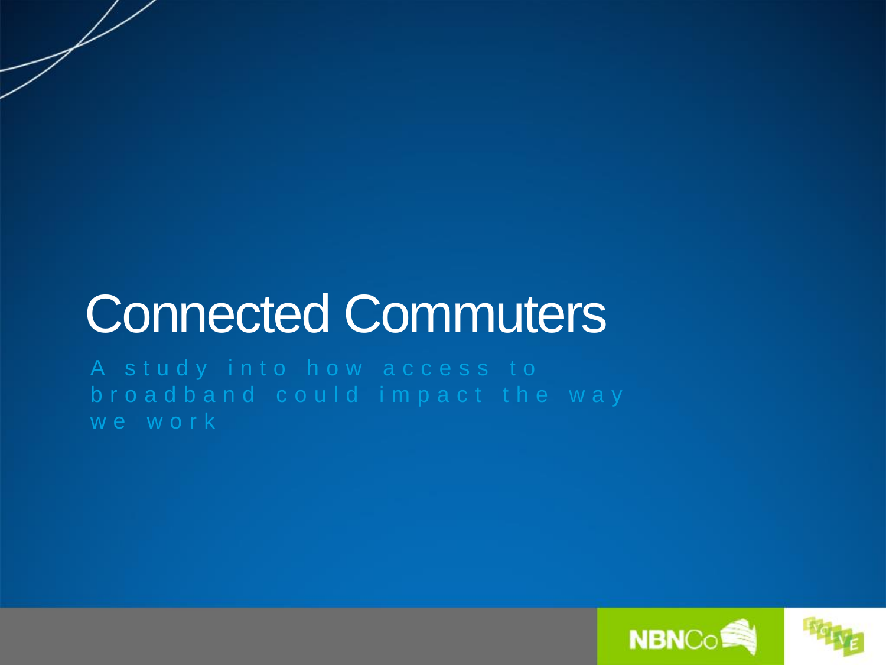# Connected Commuters

A study into how access to broadband could impact the way we work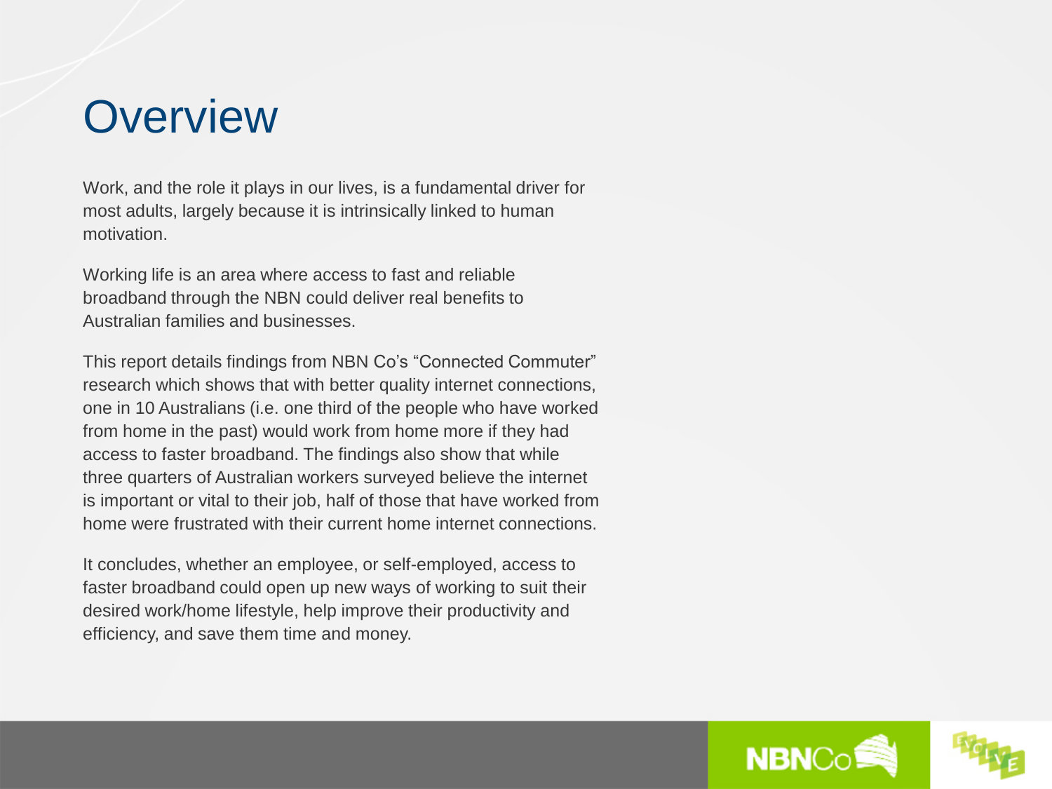# Overview

Work, and the role it plays in our lives, is a fundamental driver for most adults, largely because it is intrinsically linked to human motivation.

Working life is an area where access to fast and reliable broadband through the NBN could deliver real benefits to Australian families and businesses.

This report details findings from NBN Co's "Connected Commuter" research which shows that with better quality internet connections, one in 10 Australians (i.e. one third of the people who have worked from home in the past) would work from home more if they had access to faster broadband. The findings also show that while three quarters of Australian workers surveyed believe the internet is important or vital to their job, half of those that have worked from home were frustrated with their current home internet connections.

It concludes, whether an employee, or self-employed, access to faster broadband could open up new ways of working to suit their desired work/home lifestyle, help improve their productivity and efficiency, and save them time and money.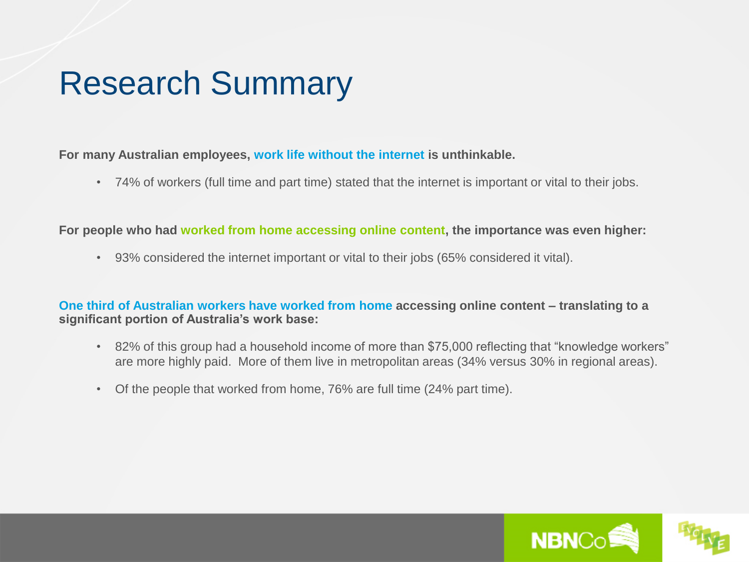# Research Summary

**For many Australian employees, work life without the internet is unthinkable.**

- 74% of workers (full time and part time) stated that the internet is important or vital to their jobs.

**For people who had worked from home accessing online content, the importance was even higher:**

- 93% considered the internet important or vital to their jobs (65% considered it vital).

**One third of Australian workers have worked from home accessing online content – translating to a significant portion of Australia's work base:**

- 82% of this group had a household income of more than $75,000 reflecting that "knowledge workers" are more highly paid. More of them live in metropolitan areas (34% versus 30% in regional areas).
- Of the people that worked from home, 76% are full time (24% part time).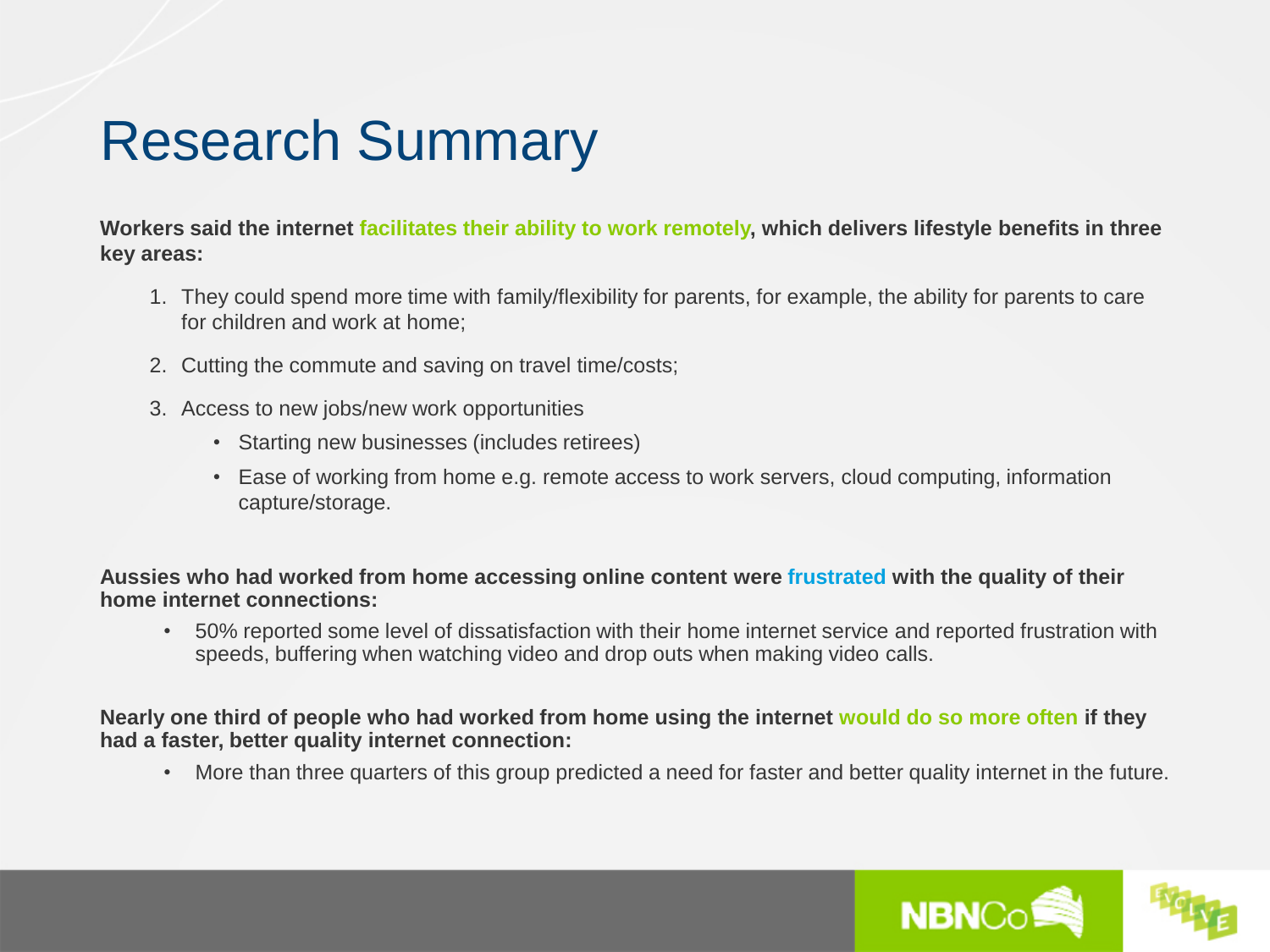# Research Summary

**Workers said the internet facilitates their ability to work remotely, which delivers lifestyle benefits in three key areas:**

1. They could spend more time with family/flexibility for parents, for example, the ability for parents to care for children and work at home;
2. Cutting the commute and saving on travel time/costs;
3. Access to new jobs/new work opportunities
   - Starting new businesses (includes retirees)
   - Ease of working from home e.g. remote access to work servers, cloud computing, information capture/storage.

**Aussies who had worked from home accessing online content were frustrated with the quality of their home internet connections:**

- 50% reported some level of dissatisfaction with their home internet service and reported frustration with speeds, buffering when watching video and drop outs when making video calls.

**Nearly one third of people who had worked from home using the internet would do so more often if they had a faster, better quality internet connection:**

- More than three quarters of this group predicted a need for faster and better quality internet in the future.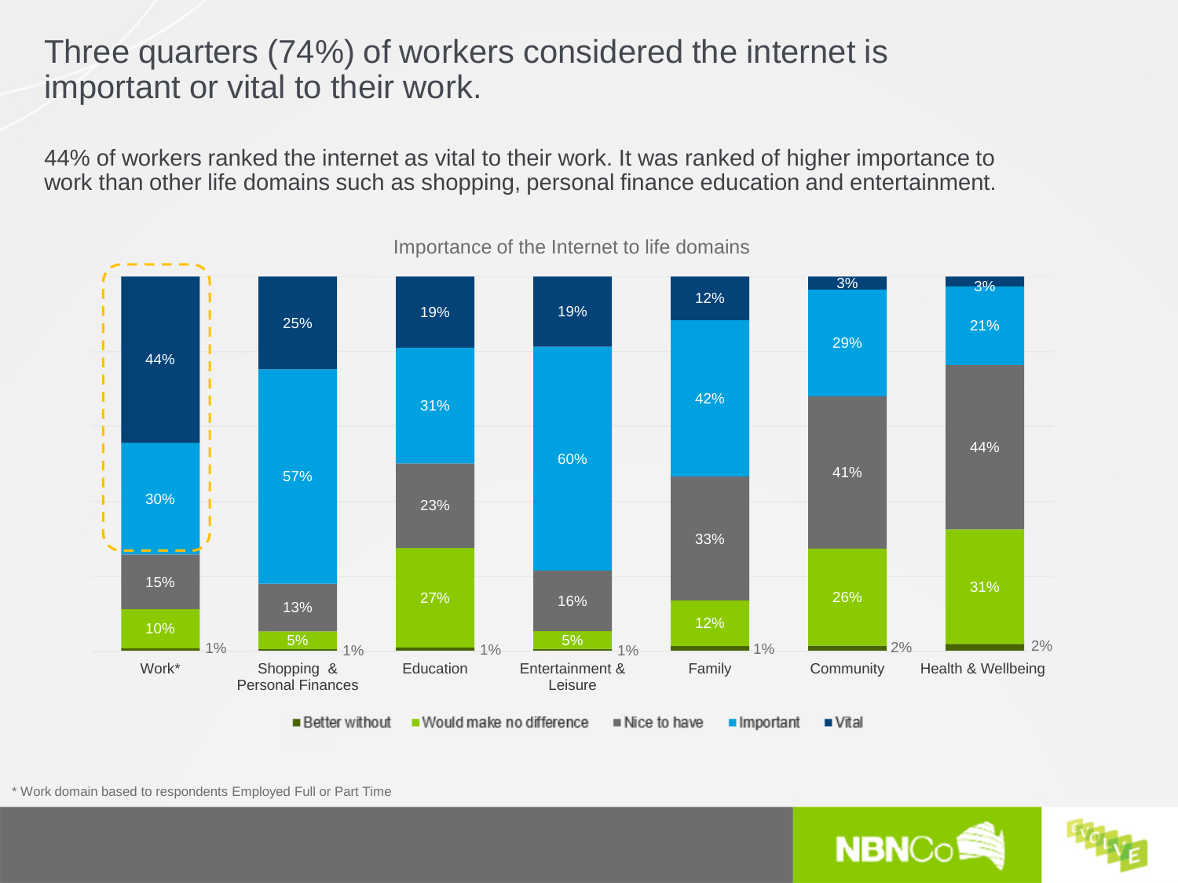# Three quarters (74%) of workers considered the internet is important or vital to their work.

44% of workers ranked the internet as vital to their work. It was ranked of higher importance to work than other life domains such as shopping, personal finance education and entertainment.

**Importance of the Internet to life domains**

| | Better without | Would make no difference | Nice to have | Important | Vital |
|---|---|---|---|---|---|
| Work* | 1% | 10% | 15% | 30% | 44% |
| Shopping & Personal Finances | 1% | 5% | 13% | 57% | 25% |
| Education | 1% | 27% | 23% | 31% | 19% |
| Entertainment & Leisure | 1% | 5% | 16% | 60% | 19% |
| Family | 1% | 12% | 33% | 42% | 12% |
| Community | 2% | 26% | 41% | 29% | 3% |
| Health & Wellbeing | 2% | 31% | 44% | 21% | 3% |

* Work domain based to respondents Employed Full or Part Time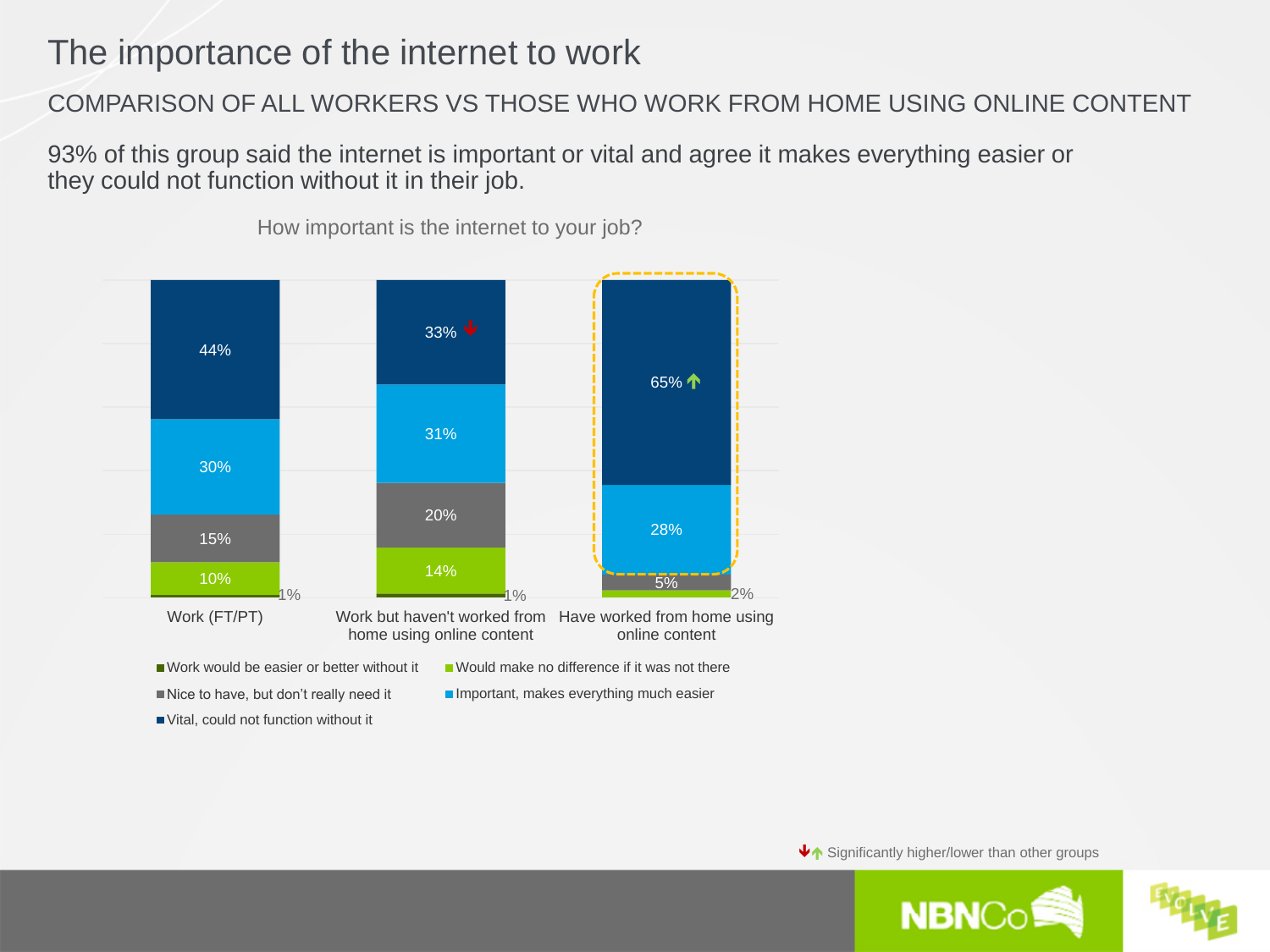# The importance of the internet to work

## COMPARISON OF ALL WORKERS VS THOSE WHO WORK FROM HOME USING ONLINE CONTENT

93% of this group said the internet is important or vital and agree it makes everything easier or they could not function without it in their job.

How important is the internet to your job?

| | Work (FT/PT) | Work but haven't worked from home using online content | Have worked from home using online content |
|---|---|---|---|
| Vital, could not function without it | 44% | 33% ↓ | 65% ↑ |
| Important, makes everything much easier | 30% | 31% | 28% |
| Nice to have, but don't really need it | 15% | 20% | 5% |
| Would make no difference if it was not there | 10% | 14% | 2% |
| Work would be easier or better without it | 1% | 1% | |

↓↑ Significantly higher/lower than other groups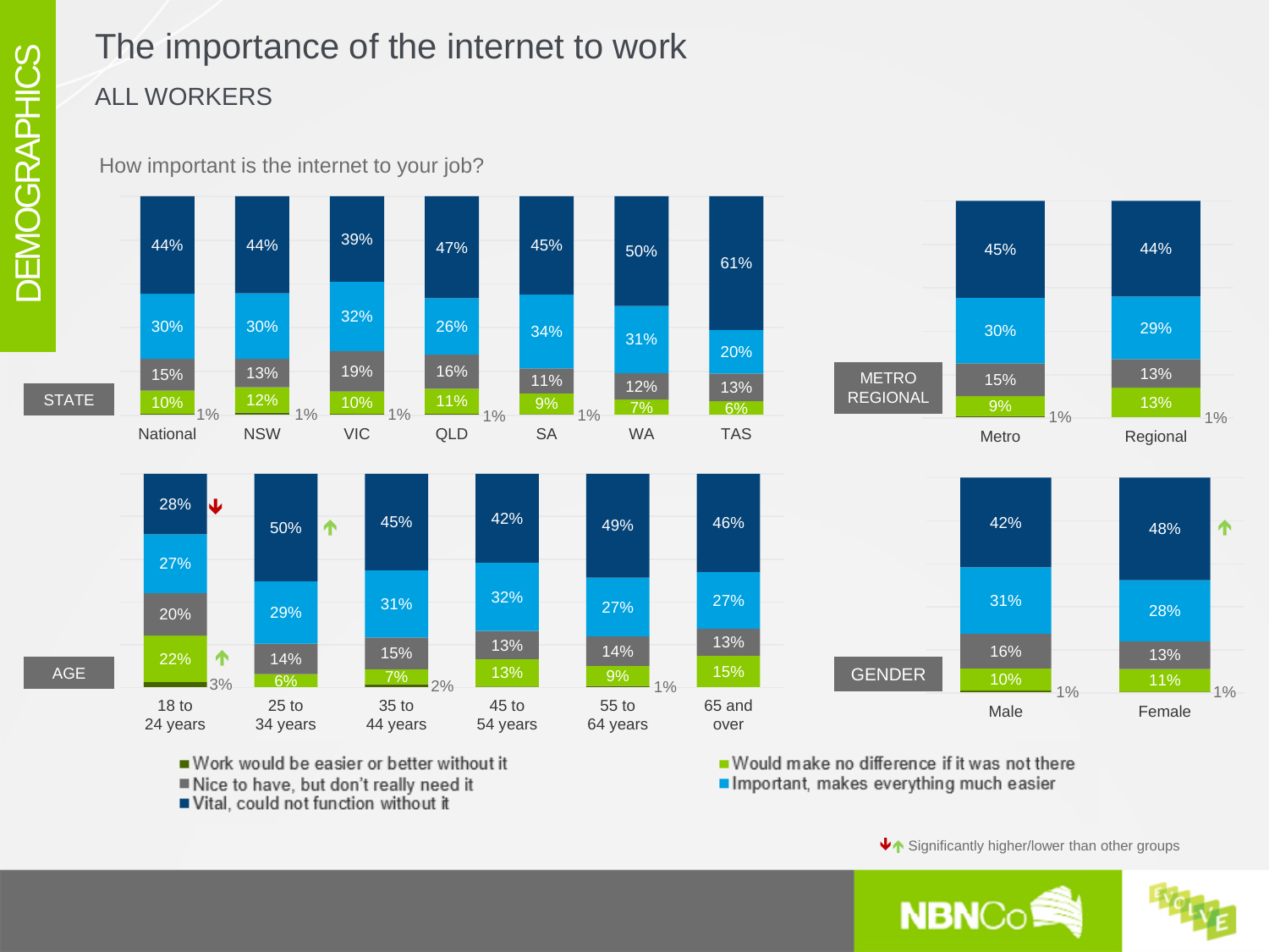# The importance of the internet to work

## ALL WORKERS

How important is the internet to your job?

**STATE**

| | National | NSW | VIC | QLD | SA | WA | TAS |
|---|---|---|---|---|---|---|---|
| Vital, could not function without it | 44% | 44% | 39% | 47% | 45% | 50% | 61% |
| Important, makes everything much easier | 30% | 30% | 32% | 26% | 34% | 31% | 20% |
| Nice to have, but don't really need it | 15% | 13% | 19% | 16% | 11% | 12% | 13% |
| Would make no difference if it was not there | 10% | 12% | 10% | 11% | 9% | 7% | 6% |
| Work would be easier or better without it | 1% | 1% | 1% | 1% | 1% | | |

**METRO REGIONAL**

| | Metro | Regional |
|---|---|---|
| Vital, could not function without it | 45% | 44% |
| Important, makes everything much easier | 30% | 29% |
| Nice to have, but don't really need it | 15% | 13% |
| Would make no difference if it was not there | 9% | 13% |
| Work would be easier or better without it | 1% | 1% |

**AGE**

| | 18 to 24 years | 25 to 34 years | 35 to 44 years | 45 to 54 years | 55 to 64 years | 65 and over |
|---|---|---|---|---|---|---|
| Vital, could not function without it | 28% ↓ | 50% ↑ | 45% | 42% | 49% | 46% |
| Important, makes everything much easier | 27% | 29% | 31% | 32% | 27% | 27% |
| Nice to have, but don't really need it | 20% | 14% | 15% | 13% | 14% | 13% |
| Would make no difference if it was not there | 22% ↑ | 6% | 7% | 13% | 9% | 15% |
| Work would be easier or better without it | 3% | | 2% | | 1% | |

**GENDER**

| | Male | Female |
|---|---|---|
| Vital, could not function without it | 42% | 48% ↑ |
| Important, makes everything much easier | 31% | 28% |
| Nice to have, but don't really need it | 16% | 13% |
| Would make no difference if it was not there | 10% | 11% |
| Work would be easier or better without it | 1% | 1% |

- Work would be easier or better without it
- Nice to have, but don't really need it
- Vital, could not function without it
- Would make no difference if it was not there
- Important, makes everything much easier

↓↑ Significantly higher/lower than other groups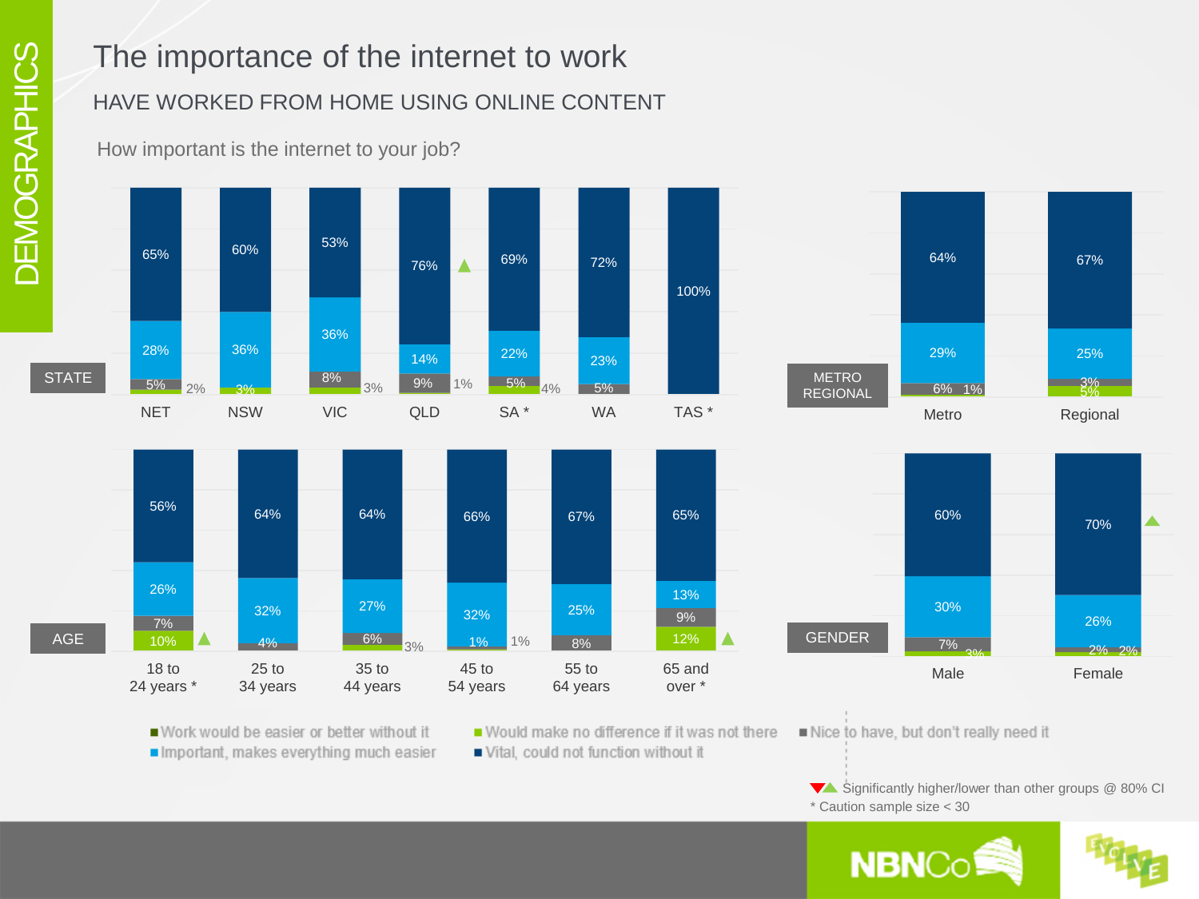# The importance of the internet to work

## HAVE WORKED FROM HOME USING ONLINE CONTENT

How important is the internet to your job?

**STATE**

| | NET | NSW | VIC | QLD | SA * | WA | TAS * |
|---|---|---|---|---|---|---|---|
| Vital, could not function without it | 65% | 60% | 53% | 76% ▲ | 69% | 72% | 100% |
| Important, makes everything much easier | 28% | 36% | 36% | 14% | 22% | 23% | |
| Nice to have, but don't really need it | 5% | | 8% | 9% | 5% | 5% | |
| Would make no difference if it was not there | 2% | 3% | 3% | 1% | 4% | | |

**METRO REGIONAL**

| | Metro | Regional |
|---|---|---|
| Vital, could not function without it | 64% | 67% |
| Important, makes everything much easier | 29% | 25% |
| Nice to have, but don't really need it | 6% | 3% |
| Would make no difference if it was not there | 1% | 5% |

**AGE**

| | 18 to 24 years * | 25 to 34 years | 35 to 44 years | 45 to 54 years | 55 to 64 years | 65 and over * |
|---|---|---|---|---|---|---|
| Vital, could not function without it | 56% | 64% | 64% | 66% | 67% | 65% |
| Important, makes everything much easier | 26% | 32% | 27% | 32% | 25% | 13% |
| Nice to have, but don't really need it | 7% | 4% | 6% | 1% | 8% | 9% |
| Would make no difference if it was not there | 10% ▲ | | 3% | 1% | | 12% ▲ |

**GENDER**

| | Male | Female |
|---|---|---|
| Vital, could not function without it | 60% | 70% ▲ |
| Important, makes everything much easier | 30% | 26% |
| Nice to have, but don't really need it | 7% | 2% |
| Would make no difference if it was not there | 3% | 2% |

■ Work would be easier or better without it
■ Important, makes everything much easier
■ Would make no difference if it was not there
■ Vital, could not function without it
■ Nice to have, but don't really need it

▼▲ Significantly higher/lower than other groups @ 80% CI
* Caution sample size < 30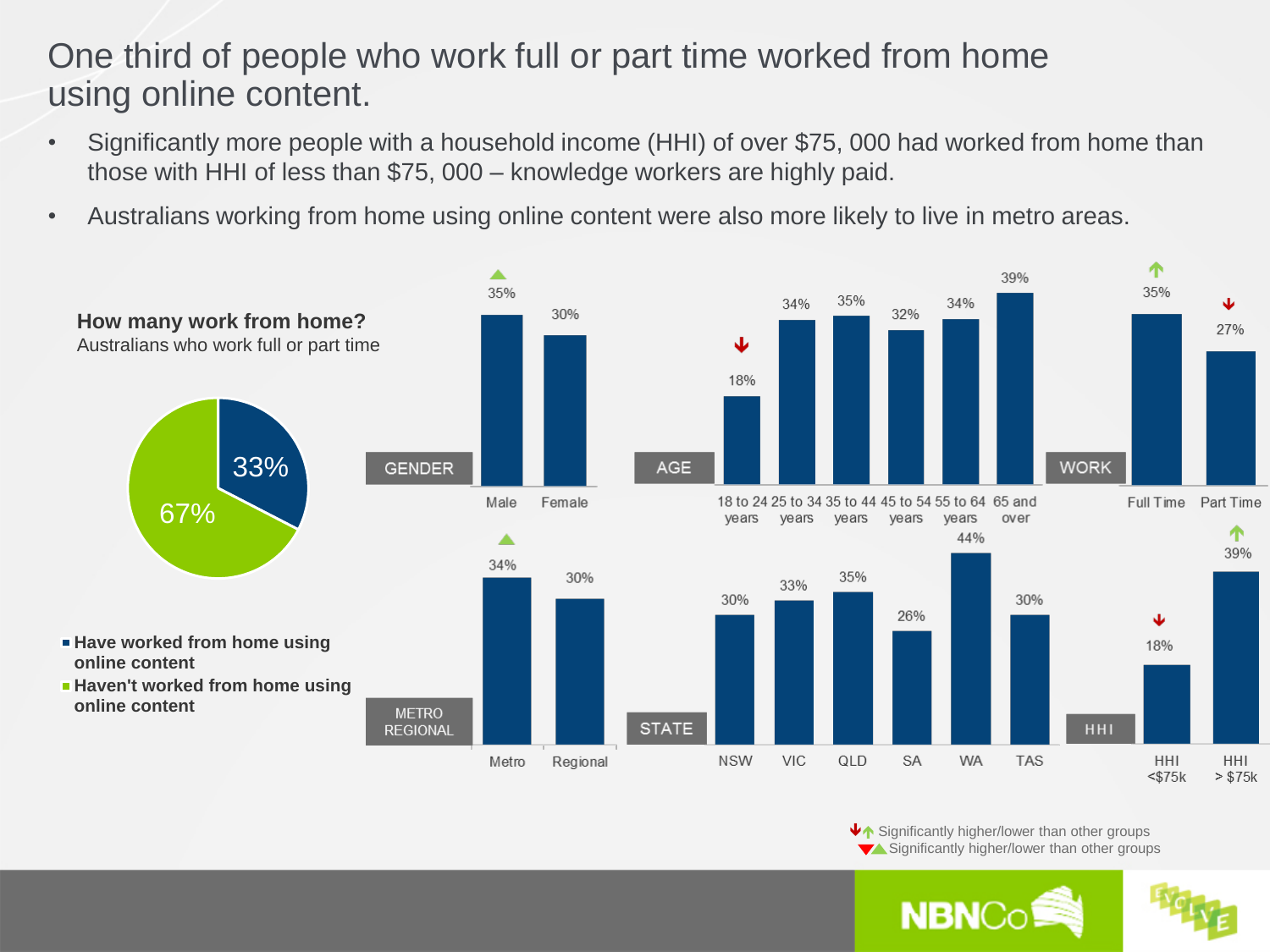# One third of people who work full or part time worked from home using online content.

- Significantly more people with a household income (HHI) of over $75, 000 had worked from home than those with HHI of less than $75, 000 – knowledge workers are highly paid.
- Australians working from home using online content were also more likely to live in metro areas.

**How many work from home?**
Australians who work full or part time

| | % |
|---|---|
| Have worked from home using online content | 33% |
| Haven't worked from home using online content | 67% |

**GENDER**

| Male | Female |
|---|---|
| 35% ▲ | 30% |

**AGE**

| 18 to 24 years | 25 to 34 years | 35 to 44 years | 45 to 54 years | 55 to 64 years | 65 and over |
|---|---|---|---|---|---|
| 18% ↓ | 34% | 35% | 32% | 34% | 39% |

**WORK**

| Full Time | Part Time |
|---|---|
| 35% ↑ | 27% ↓ |

**METRO REGIONAL**

| Metro | Regional |
|---|---|
| 34% ▲ | 30% |

**STATE**

| NSW | VIC | QLD | SA | WA | TAS |
|---|---|---|---|---|---|
| 30% | 33% | 35% | 26% | 44% | 30% |

**HHI**

| HHI <$75k | HHI > $75k |
|---|---|
| 18% ↓ | 39% ↑ |

↓↑ Significantly higher/lower than other groups
▼▲ Significantly higher/lower than other groups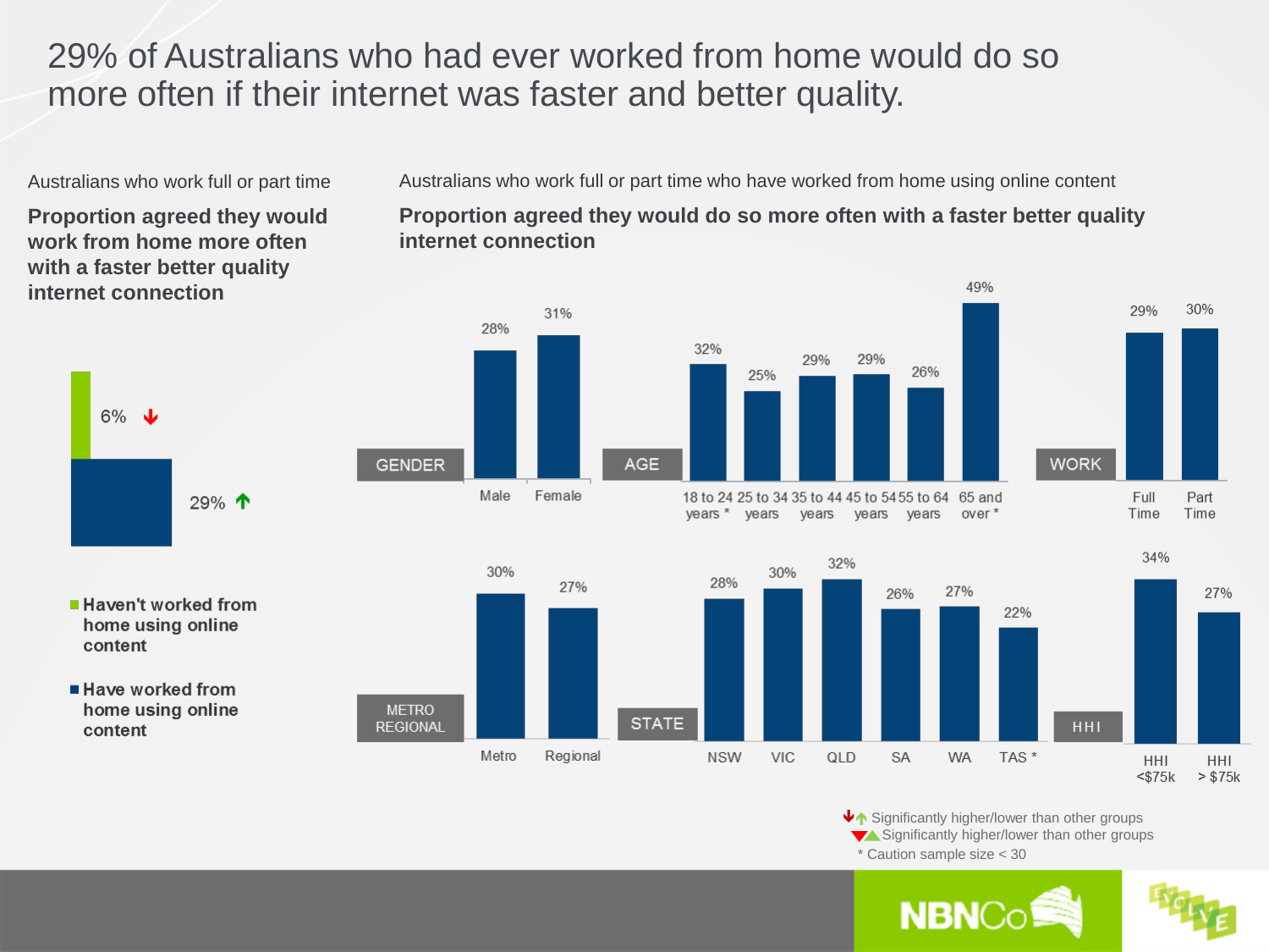# 29% of Australians who had ever worked from home would do so more often if their internet was faster and better quality.

Australians who work full or part time

**Proportion agreed they would work from home more often with a faster better quality internet connection**

| Group | Proportion |
|---|---|
| Haven't worked from home using online content | 6% ↓ |
| Have worked from home using online content | 29% ↑ |

Australians who work full or part time who have worked from home using online content

**Proportion agreed they would do so more often with a faster better quality internet connection**

| GENDER | Proportion |
|---|---|
| Male | 28% |
| Female | 31% |

| AGE | Proportion |
|---|---|
| 18 to 24 years * | 32% |
| 25 to 34 years | 25% |
| 35 to 44 years | 29% |
| 45 to 54 years | 29% |
| 55 to 64 years | 26% |
| 65 and over * | 49% |

| WORK | Proportion |
|---|---|
| Full Time | 29% |
| Part Time | 30% |

| METRO REGIONAL | Proportion |
|---|---|
| Metro | 30% |
| Regional | 27% |

| STATE | Proportion |
|---|---|
| NSW | 28% |
| VIC | 30% |
| QLD | 32% |
| SA | 26% |
| WA | 27% |
| TAS * | 22% |

| HHI | Proportion |
|---|---|
| HHI <$75k | 34% |
| HHI > $75k | 27% |

↓↑ Significantly higher/lower than other groups
▼▲ Significantly higher/lower than other groups
* Caution sample size < 30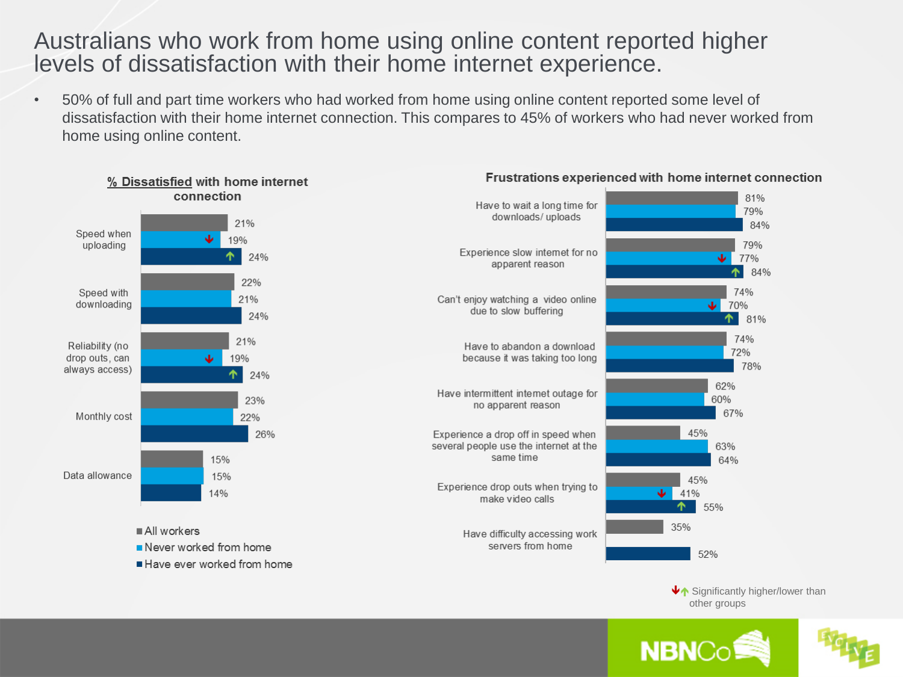# Australians who work from home using online content reported higher levels of dissatisfaction with their home internet experience.

- 50% of full and part time workers who had worked from home using online content reported some level of dissatisfaction with their home internet connection. This compares to 45% of workers who had never worked from home using online content.

**% Dissatisfied with home internet connection**

| | All workers | Never worked from home | Have ever worked from home |
|---|---|---|---|
| Speed when uploading | 21% | 19% ↓ | 24% ↑ |
| Speed with downloading | 22% | 21% | 24% |
| Reliability (no drop outs, can always access) | 21% | 19% ↓ | 24% ↑ |
| Monthly cost | 23% | 22% | 26% |
| Data allowance | 15% | 15% | 14% |

**Frustrations experienced with home internet connection**

| | All workers | Never worked from home | Have ever worked from home |
|---|---|---|---|
| Have to wait a long time for downloads/ uploads | 81% | 79% | 84% |
| Experience slow internet for no apparent reason | 79% | 77% ↓ | 84% ↑ |
| Can't enjoy watching a video online due to slow buffering | 74% | 70% ↓ | 81% ↑ |
| Have to abandon a download because it was taking too long | 74% | 72% | 78% |
| Have intermittent internet outage for no apparent reason | 62% | 60% | 67% |
| Experience a drop off in speed when several people use the internet at the same time | 45% | 63% | 64% |
| Experience drop outs when trying to make video calls | 45% | 41% ↓ | 55% ↑ |
| Have difficulty accessing work servers from home | 35% | | 52% |

↓↑ Significantly higher/lower than other groups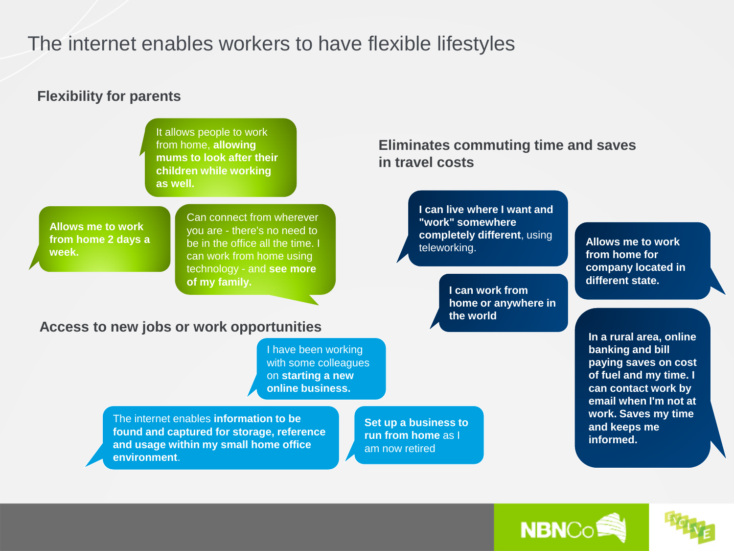# The internet enables workers to have flexible lifestyles

## Flexibility for parents

It allows people to work from home, **allowing mums to look after their children while working as well.**

**Allows me to work from home 2 days a week.**

Can connect from wherever you are - there's no need to be in the office all the time. I can work from home using technology - and **see more of my family.**

## Eliminates commuting time and saves in travel costs

**I can live where I want and "work" somewhere completely different**, using teleworking.

**Allows me to work from home for company located in different state.**

**I can work from home or anywhere in the world**

**In a rural area, online banking and bill paying saves on cost of fuel and my time. I can contact work by email when I'm not at work. Saves my time and keeps me informed.**

## Access to new jobs or work opportunities

I have been working with some colleagues on **starting a new online business.**

The internet enables **information to be found and captured for storage, reference and usage within my small home office environment**.

**Set up a business to run from home** as I am now retired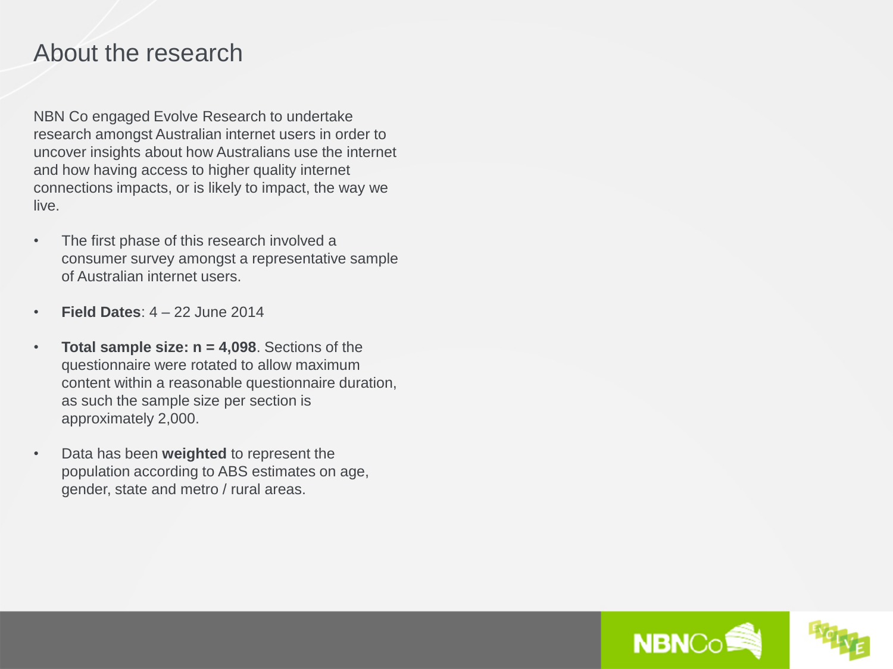# About the research

NBN Co engaged Evolve Research to undertake research amongst Australian internet users in order to uncover insights about how Australians use the internet and how having access to higher quality internet connections impacts, or is likely to impact, the way we live.

- The first phase of this research involved a consumer survey amongst a representative sample of Australian internet users.
- **Field Dates**: 4 – 22 June 2014
- **Total sample size: n = 4,098**. Sections of the questionnaire were rotated to allow maximum content within a reasonable questionnaire duration, as such the sample size per section is approximately 2,000.
- Data has been **weighted** to represent the population according to ABS estimates on age, gender, state and metro / rural areas.